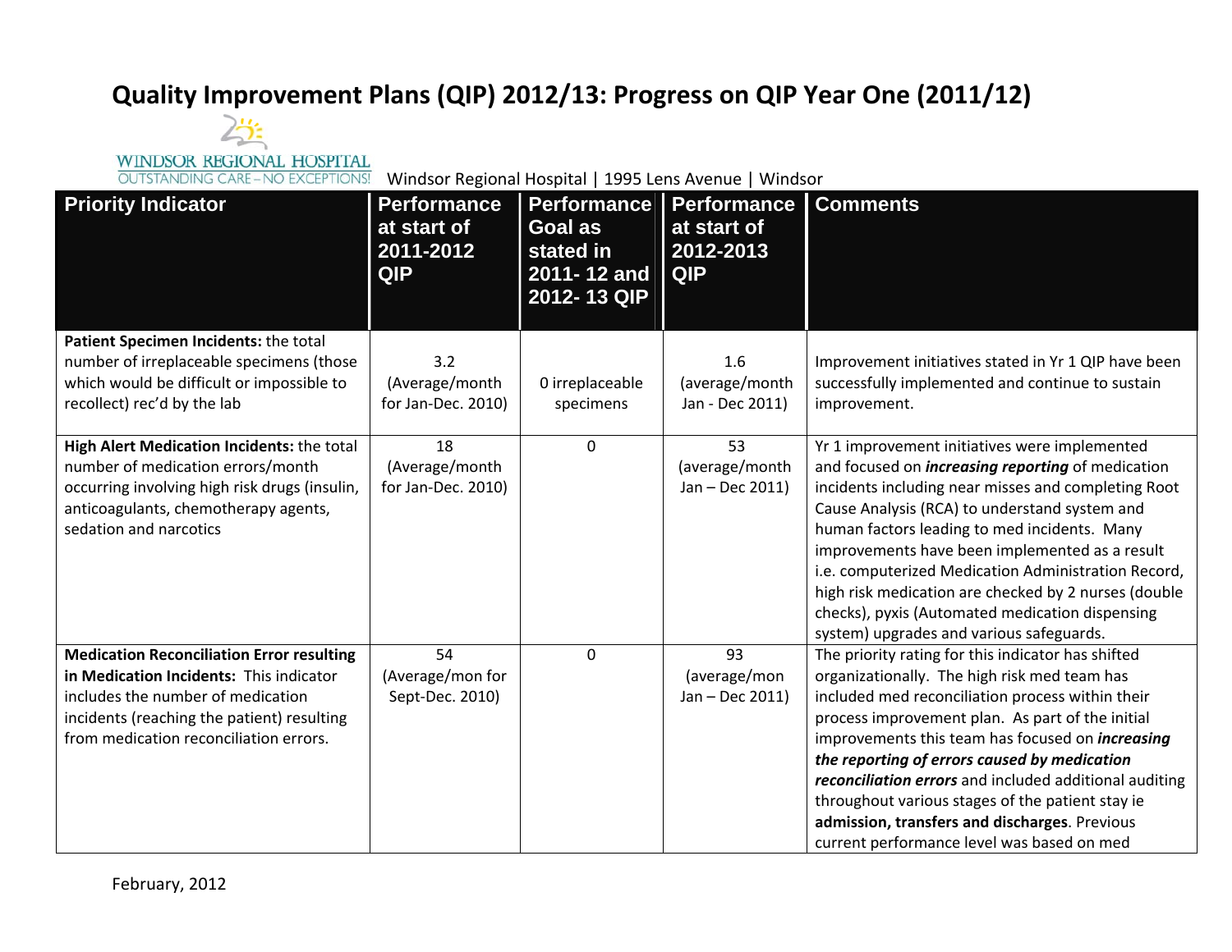# Quality Improvement Plans (QIP) 2012/13: Progress on QIP Year One (2011/12)

WINDSOR REGIONAL HOSPITAL
OUTSTANDING CARE – NO EXCEPTIONS!

Windsor Regional Hospital | 1995 Lens Avenue | Windsor

| Priority Indicator | Performance at start of 2011-2012 QIP | Performance Goal as stated in 2011- 12 and 2012- 13 QIP | Performance at start of 2012-2013 QIP | Comments |
|---|---|---|---|---|
| **Patient Specimen Incidents:** the total number of irreplaceable specimens (those which would be difficult or impossible to recollect) rec'd by the lab | 3.2 (Average/month for Jan-Dec. 2010) | 0 irreplaceable specimens | 1.6 (average/month Jan - Dec 2011) | Improvement initiatives stated in Yr 1 QIP have been successfully implemented and continue to sustain improvement. |
| **High Alert Medication Incidents:** the total number of medication errors/month occurring involving high risk drugs (insulin, anticoagulants, chemotherapy agents, sedation and narcotics | 18 (Average/month for Jan-Dec. 2010) | 0 | 53 (average/month Jan – Dec 2011) | Yr 1 improvement initiatives were implemented and focused on ***increasing reporting*** of medication incidents including near misses and completing Root Cause Analysis (RCA) to understand system and human factors leading to med incidents. Many improvements have been implemented as a result i.e. computerized Medication Administration Record, high risk medication are checked by 2 nurses (double checks), pyxis (Automated medication dispensing system) upgrades and various safeguards. |
| **Medication Reconciliation Error resulting in Medication Incidents:** This indicator includes the number of medication incidents (reaching the patient) resulting from medication reconciliation errors. | 54 (Average/mon for Sept-Dec. 2010) | 0 | 93 (average/mon Jan – Dec 2011) | The priority rating for this indicator has shifted organizationally. The high risk med team has included med reconciliation process within their process improvement plan. As part of the initial improvements this team has focused on ***increasing the reporting of errors caused by medication reconciliation errors*** and included additional auditing throughout various stages of the patient stay ie **admission, transfers and discharges**. Previous current performance level was based on med |

February, 2012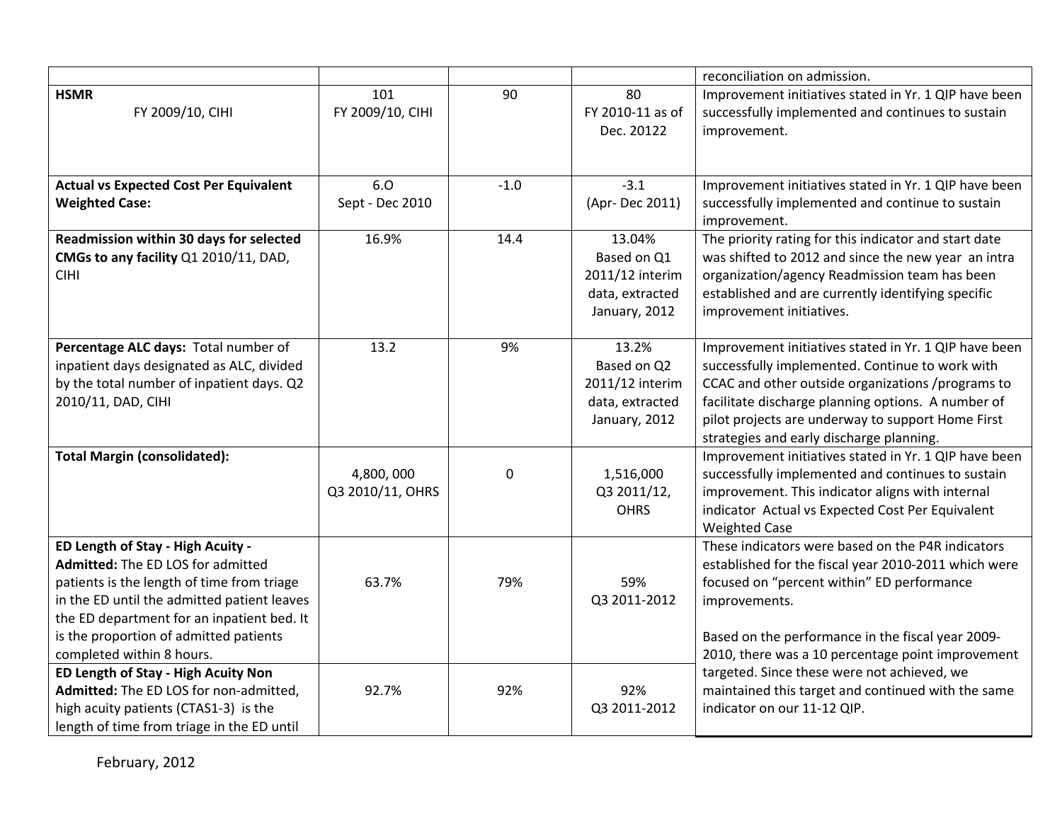| | | | | |
|---|---|---|---|---|
| | | | | reconciliation on admission. |
| **HSMR** FY 2009/10, CIHI | 101 FY 2009/10, CIHI | 90 | 80 FY 2010-11 as of Dec. 20122 | Improvement initiatives stated in Yr. 1 QIP have been successfully implemented and continues to sustain improvement. |
| **Actual vs Expected Cost Per Equivalent Weighted Case:** | 6.O Sept - Dec 2010 | -1.0 | -3.1 (Apr- Dec 2011) | Improvement initiatives stated in Yr. 1 QIP have been successfully implemented and continue to sustain improvement. |
| **Readmission within 30 days for selected CMGs to any facility** Q1 2010/11, DAD, CIHI | 16.9% | 14.4 | 13.04% Based on Q1 2011/12 interim data, extracted January, 2012 | The priority rating for this indicator and start date was shifted to 2012 and since the new year an intra organization/agency Readmission team has been established and are currently identifying specific improvement initiatives. |
| **Percentage ALC days:** Total number of inpatient days designated as ALC, divided by the total number of inpatient days. Q2 2010/11, DAD, CIHI | 13.2 | 9% | 13.2% Based on Q2 2011/12 interim data, extracted January, 2012 | Improvement initiatives stated in Yr. 1 QIP have been successfully implemented. Continue to work with CCAC and other outside organizations /programs to facilitate discharge planning options. A number of pilot projects are underway to support Home First strategies and early discharge planning. |
| **Total Margin (consolidated):** | 4,800, 000 Q3 2010/11, OHRS | 0 | 1,516,000 Q3 2011/12, OHRS | Improvement initiatives stated in Yr. 1 QIP have been successfully implemented and continues to sustain improvement. This indicator aligns with internal indicator Actual vs Expected Cost Per Equivalent Weighted Case |
| **ED Length of Stay - High Acuity - Admitted:** The ED LOS for admitted patients is the length of time from triage in the ED until the admitted patient leaves the ED department for an inpatient bed. It is the proportion of admitted patients completed within 8 hours. | 63.7% | 79% | 59% Q3 2011-2012 | These indicators were based on the P4R indicators established for the fiscal year 2010-2011 which were focused on "percent within" ED performance improvements.<br><br>Based on the performance in the fiscal year 2009-2010, there was a 10 percentage point improvement targeted. Since these were not achieved, we maintained this target and continued with the same indicator on our 11-12 QIP. |
| **ED Length of Stay - High Acuity Non Admitted:** The ED LOS for non-admitted, high acuity patients (CTAS1-3) is the length of time from triage in the ED until | 92.7% | 92% | 92% Q3 2011-2012 | |

February, 2012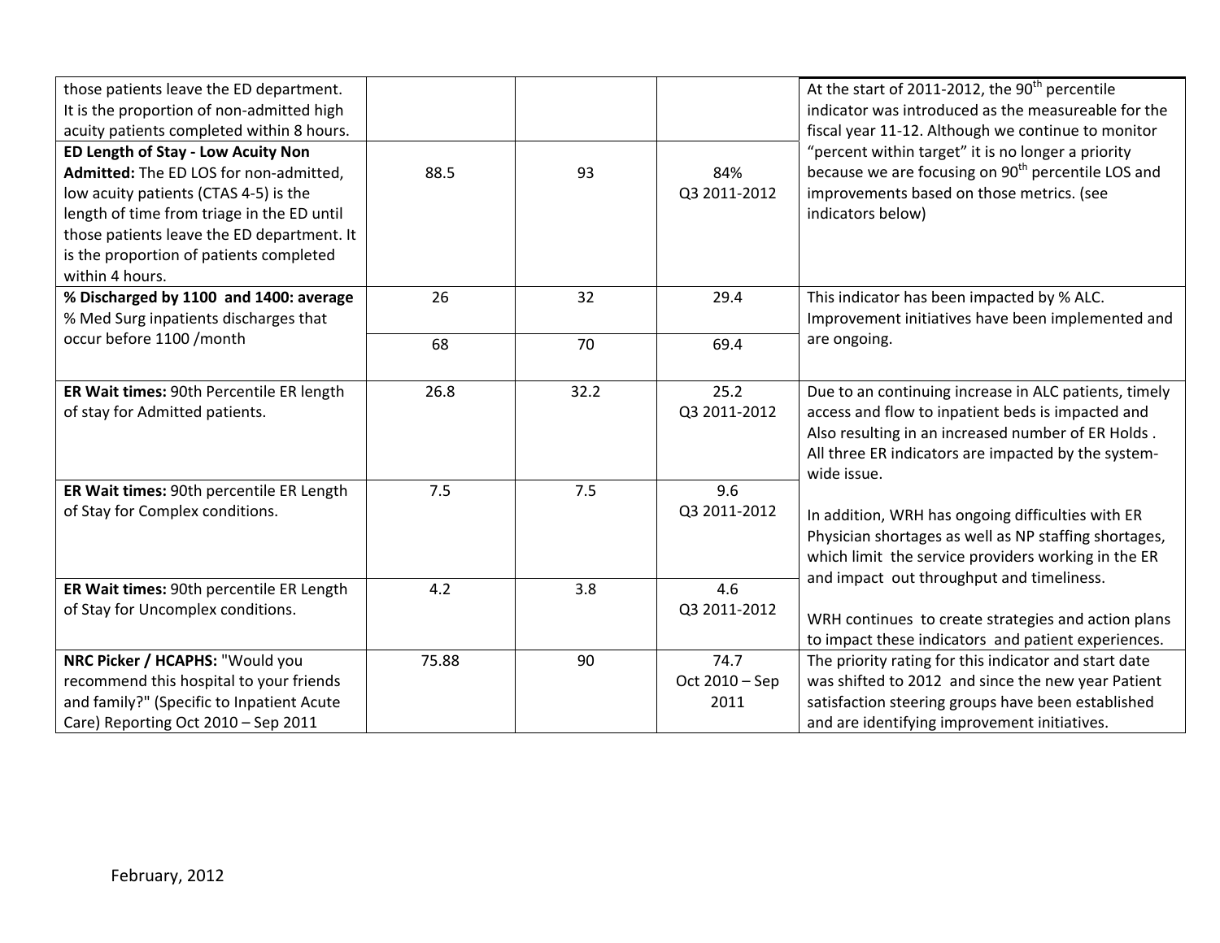| | | | | |
|---|---|---|---|---|
| those patients leave the ED department. It is the proportion of non-admitted high acuity patients completed within 8 hours. | | | | At the start of 2011-2012, the 90th percentile indicator was introduced as the measureable for the fiscal year 11-12. Although we continue to monitor "percent within target" it is no longer a priority because we are focusing on 90th percentile LOS and improvements based on those metrics. (see indicators below) |
| **ED Length of Stay - Low Acuity Non Admitted:** The ED LOS for non-admitted, low acuity patients (CTAS 4-5) is the length of time from triage in the ED until those patients leave the ED department. It is the proportion of patients completed within 4 hours. | 88.5 | 93 | 84% Q3 2011-2012 | |
| **% Discharged by 1100 and 1400: average** % Med Surg inpatients discharges that occur before 1100 /month | 26 | 32 | 29.4 | This indicator has been impacted by % ALC. Improvement initiatives have been implemented and are ongoing. |
| | 68 | 70 | 69.4 | |
| **ER Wait times:** 90th Percentile ER length of stay for Admitted patients. | 26.8 | 32.2 | 25.2 Q3 2011-2012 | Due to an continuing increase in ALC patients, timely access and flow to inpatient beds is impacted and Also resulting in an increased number of ER Holds . All three ER indicators are impacted by the system-wide issue. |
| **ER Wait times:** 90th percentile ER Length of Stay for Complex conditions. | 7.5 | 7.5 | 9.6 Q3 2011-2012 | In addition, WRH has ongoing difficulties with ER Physician shortages as well as NP staffing shortages, which limit the service providers working in the ER and impact out throughput and timeliness. |
| **ER Wait times:** 90th percentile ER Length of Stay for Uncomplex conditions. | 4.2 | 3.8 | 4.6 Q3 2011-2012 | WRH continues to create strategies and action plans to impact these indicators and patient experiences. |
| **NRC Picker / HCAPHS:** "Would you recommend this hospital to your friends and family?" (Specific to Inpatient Acute Care) Reporting Oct 2010 – Sep 2011 | 75.88 | 90 | 74.7 Oct 2010 – Sep 2011 | The priority rating for this indicator and start date was shifted to 2012 and since the new year Patient satisfaction steering groups have been established and are identifying improvement initiatives. |

February, 2012